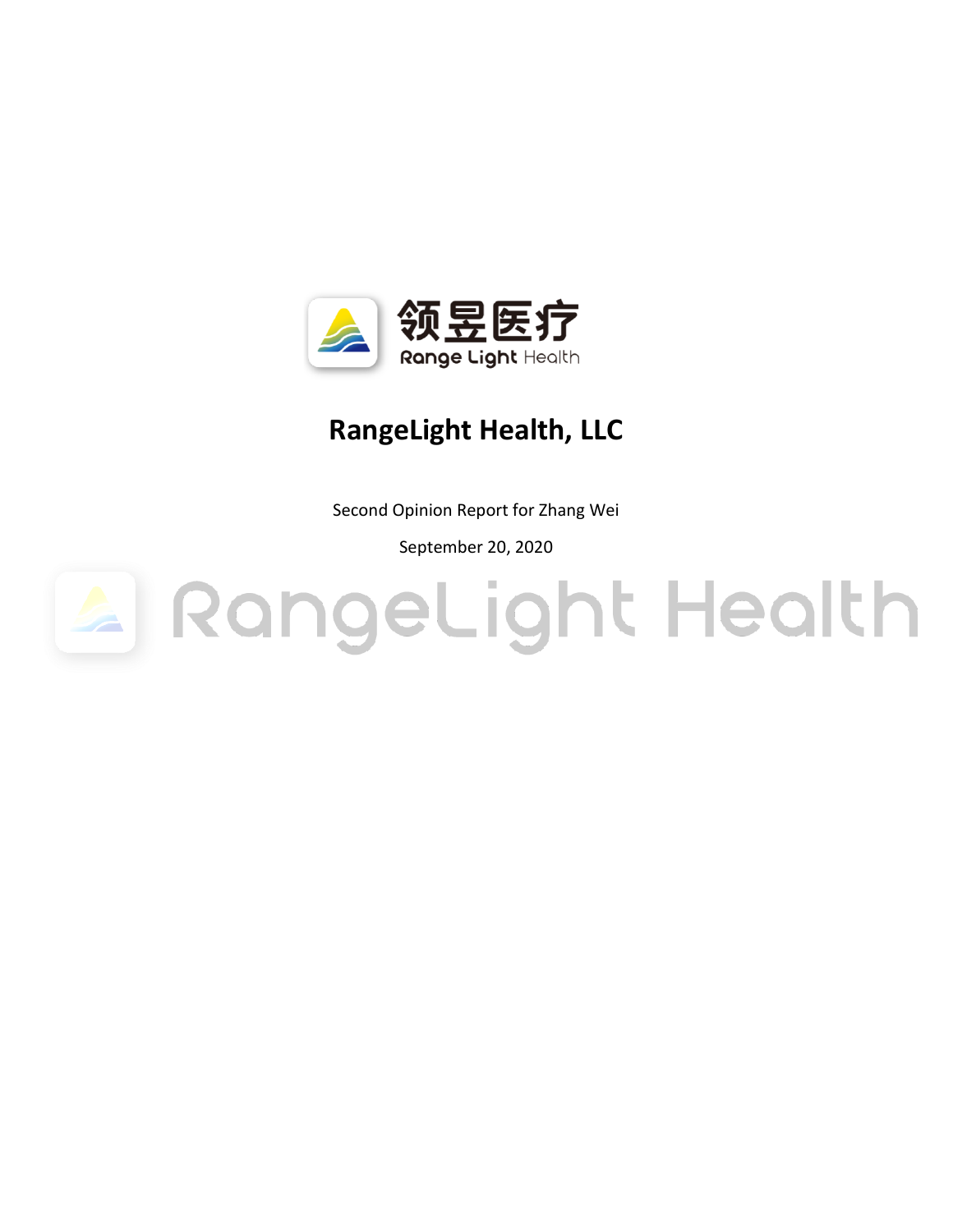领昱医疗

Range Light Health

# RangeLight Health, LLC

Second Opinion Report for Zhang Wei

September 20, 2020

RangeLight Health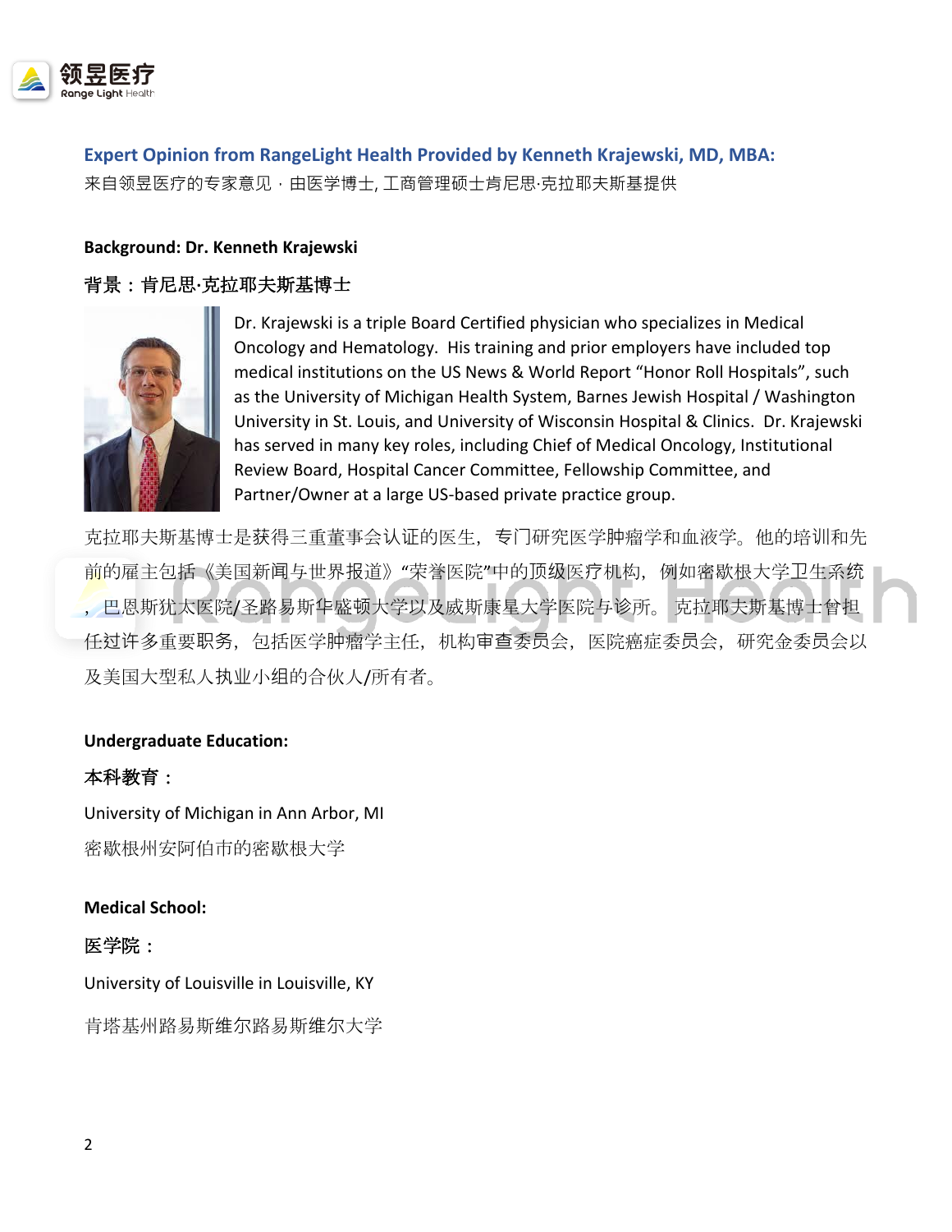## Expert Opinion from RangeLight Health Provided by Kenneth Krajewski, MD, MBA:

来自领昱医疗的专家意见，由医学博士, 工商管理硕士肯尼思·克拉耶夫斯基提供

**Background: Dr. Kenneth Krajewski**

**背景：肯尼思·克拉耶夫斯基博士**

Dr. Krajewski is a triple Board Certified physician who specializes in Medical Oncology and Hematology. His training and prior employers have included top medical institutions on the US News & World Report "Honor Roll Hospitals", such as the University of Michigan Health System, Barnes Jewish Hospital / Washington University in St. Louis, and University of Wisconsin Hospital & Clinics. Dr. Krajewski has served in many key roles, including Chief of Medical Oncology, Institutional Review Board, Hospital Cancer Committee, Fellowship Committee, and Partner/Owner at a large US-based private practice group.

克拉耶夫斯基博士是获得三重董事会认证的医生，专门研究医学肿瘤学和血液学。他的培训和先前的雇主包括《美国新闻与世界报道》"荣誉医院"中的顶级医疗机构，例如密歇根大学卫生系统，巴恩斯犹太医院/圣路易斯华盛顿大学以及威斯康星大学医院与诊所。克拉耶夫斯基博士曾担任过许多重要职务，包括医学肿瘤学主任，机构审查委员会，医院癌症委员会，研究金委员会以及美国大型私人执业小组的合伙人/所有者。

**Undergraduate Education:**

**本科教育：**

University of Michigan in Ann Arbor, MI

密歇根州安阿伯市的密歇根大学

**Medical School:**

**医学院：**

University of Louisville in Louisville, KY

肯塔基州路易斯维尔路易斯维尔大学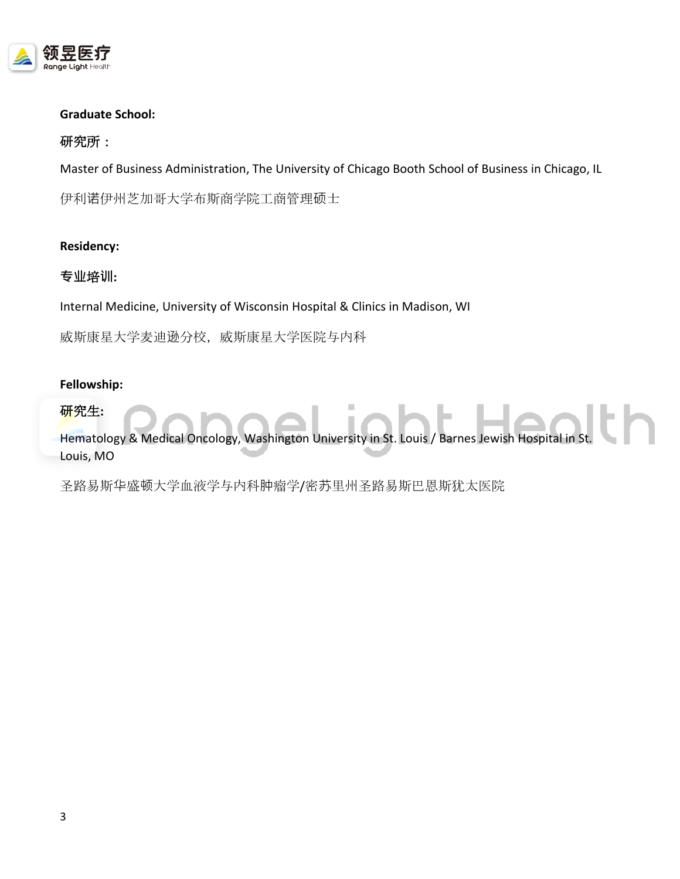**Graduate School:**

研究所：

Master of Business Administration, The University of Chicago Booth School of Business in Chicago, IL

伊利诺伊州芝加哥大学布斯商学院工商管理硕士

**Residency:**

**专业培训:**

Internal Medicine, University of Wisconsin Hospital & Clinics in Madison, WI

威斯康星大学麦迪逊分校，威斯康星大学医院与内科

**Fellowship:**

**研究生:**

Hematology & Medical Oncology, Washington University in St. Louis / Barnes Jewish Hospital in St. Louis, MO

圣路易斯华盛顿大学血液学与内科肿瘤学/密苏里州圣路易斯巴恩斯犹太医院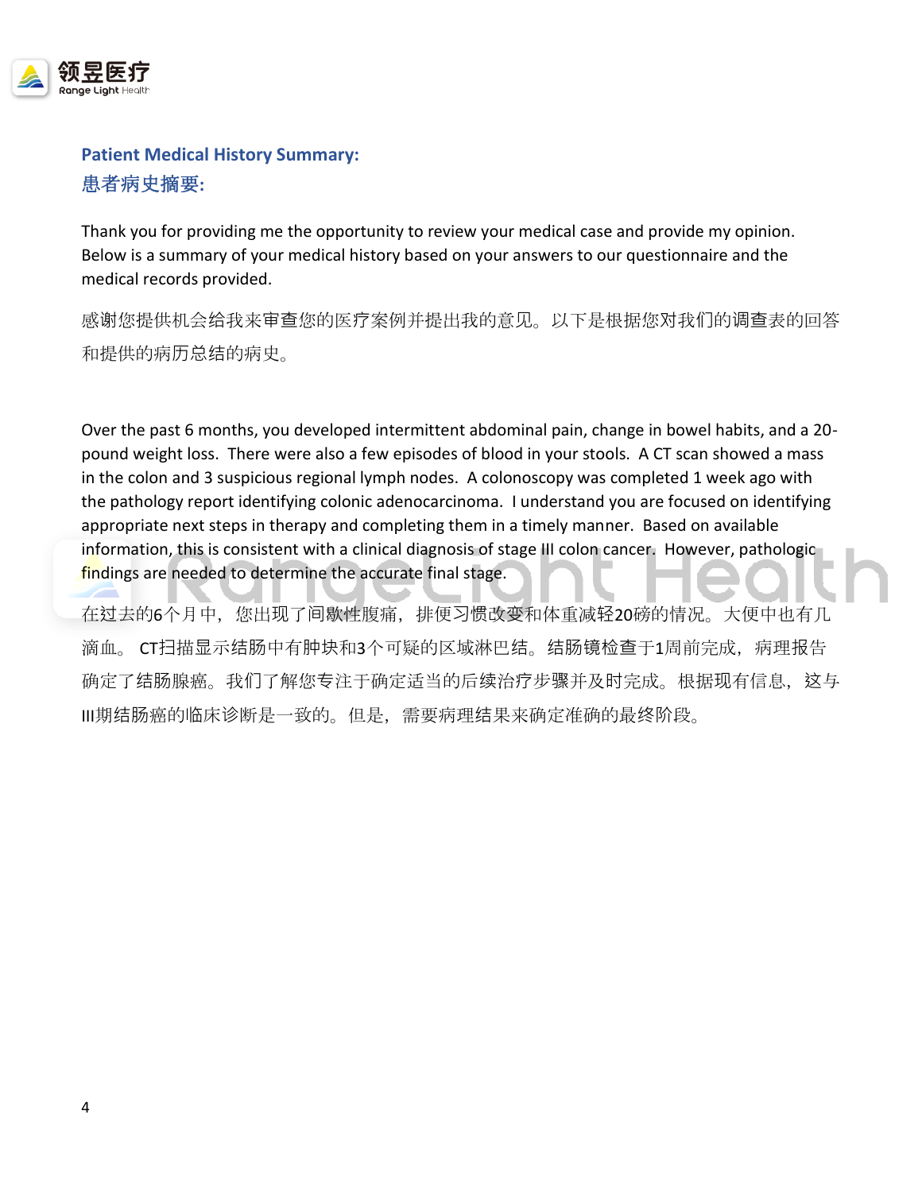## Patient Medical History Summary:
## 患者病史摘要:

Thank you for providing me the opportunity to review your medical case and provide my opinion. Below is a summary of your medical history based on your answers to our questionnaire and the medical records provided.

感谢您提供机会给我来审查您的医疗案例并提出我的意见。以下是根据您对我们的调查表的回答和提供的病历总结的病史。

Over the past 6 months, you developed intermittent abdominal pain, change in bowel habits, and a 20-pound weight loss. There were also a few episodes of blood in your stools. A CT scan showed a mass in the colon and 3 suspicious regional lymph nodes. A colonoscopy was completed 1 week ago with the pathology report identifying colonic adenocarcinoma. I understand you are focused on identifying appropriate next steps in therapy and completing them in a timely manner. Based on available information, this is consistent with a clinical diagnosis of stage III colon cancer. However, pathologic findings are needed to determine the accurate final stage.

在过去的6个月中，您出现了间歇性腹痛，排便习惯改变和体重减轻20磅的情况。大便中也有几滴血。 CT扫描显示结肠中有肿块和3个可疑的区域淋巴结。结肠镜检查于1周前完成，病理报告确定了结肠腺癌。我们了解您专注于确定适当的后续治疗步骤并及时完成。根据现有信息，这与III期结肠癌的临床诊断是一致的。但是，需要病理结果来确定准确的最终阶段。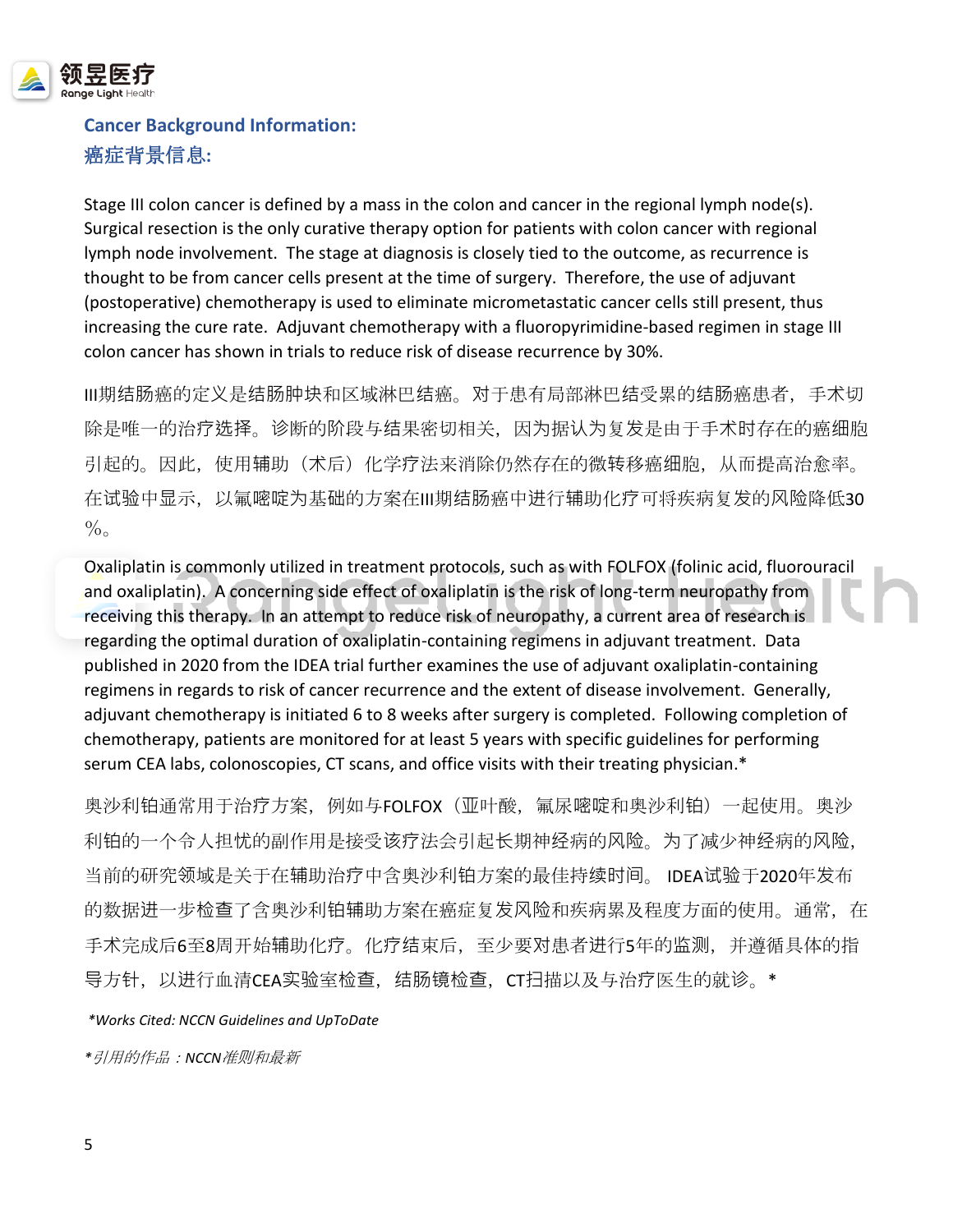## Cancer Background Information:
## 癌症背景信息:

Stage III colon cancer is defined by a mass in the colon and cancer in the regional lymph node(s). Surgical resection is the only curative therapy option for patients with colon cancer with regional lymph node involvement. The stage at diagnosis is closely tied to the outcome, as recurrence is thought to be from cancer cells present at the time of surgery. Therefore, the use of adjuvant (postoperative) chemotherapy is used to eliminate micrometastatic cancer cells still present, thus increasing the cure rate. Adjuvant chemotherapy with a fluoropyrimidine-based regimen in stage III colon cancer has shown in trials to reduce risk of disease recurrence by 30%.

III期结肠癌的定义是结肠肿块和区域淋巴结癌。对于患有局部淋巴结受累的结肠癌患者，手术切除是唯一的治疗选择。诊断的阶段与结果密切相关，因为据认为复发是由于手术时存在的癌细胞引起的。因此，使用辅助（术后）化学疗法来消除仍然存在的微转移癌细胞，从而提高治愈率。在试验中显示，以氟嘧啶为基础的方案在III期结肠癌中进行辅助化疗可将疾病复发的风险降低30%。

Oxaliplatin is commonly utilized in treatment protocols, such as with FOLFOX (folinic acid, fluorouracil and oxaliplatin). A concerning side effect of oxaliplatin is the risk of long-term neuropathy from receiving this therapy. In an attempt to reduce risk of neuropathy, a current area of research is regarding the optimal duration of oxaliplatin-containing regimens in adjuvant treatment. Data published in 2020 from the IDEA trial further examines the use of adjuvant oxaliplatin-containing regimens in regards to risk of cancer recurrence and the extent of disease involvement. Generally, adjuvant chemotherapy is initiated 6 to 8 weeks after surgery is completed. Following completion of chemotherapy, patients are monitored for at least 5 years with specific guidelines for performing serum CEA labs, colonoscopies, CT scans, and office visits with their treating physician.*

奥沙利铂通常用于治疗方案，例如与FOLFOX（亚叶酸，氟尿嘧啶和奥沙利铂）一起使用。奥沙利铂的一个令人担忧的副作用是接受该疗法会引起长期神经病的风险。为了减少神经病的风险，当前的研究领域是关于在辅助治疗中含奥沙利铂方案的最佳持续时间。 IDEA试验于2020年发布的数据进一步检查了含奥沙利铂辅助方案在癌症复发风险和疾病累及程度方面的使用。通常，在手术完成后6至8周开始辅助化疗。化疗结束后，至少要对患者进行5年的监测，并遵循具体的指导方针，以进行血清CEA实验室检查，结肠镜检查，CT扫描以及与治疗医生的就诊。*

*\*Works Cited: NCCN Guidelines and UpToDate*

*\*引用的作品：NCCN准则和最新*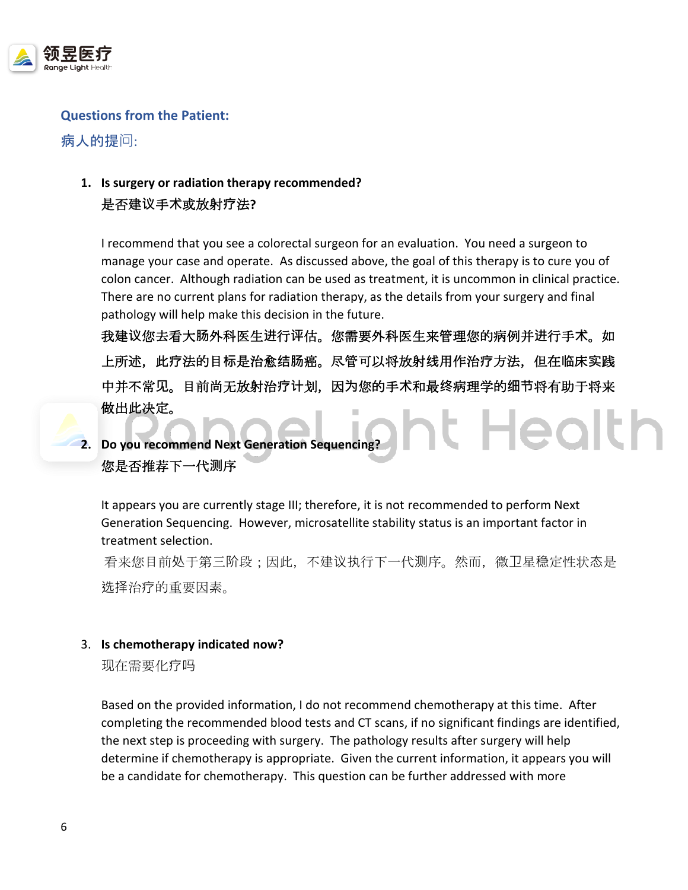## Questions from the Patient:

## 病人的提问:

1. **Is surgery or radiation therapy recommended?**
   **是否建议手术或放射疗法?**

   I recommend that you see a colorectal surgeon for an evaluation. You need a surgeon to manage your case and operate. As discussed above, the goal of this therapy is to cure you of colon cancer. Although radiation can be used as treatment, it is uncommon in clinical practice. There are no current plans for radiation therapy, as the details from your surgery and final pathology will help make this decision in the future.

   **我建议您去看大肠外科医生进行评估。您需要外科医生来管理您的病例并进行手术。如上所述，此疗法的目标是治愈结肠癌。尽管可以将放射线用作治疗方法，但在临床实践中并不常见。目前尚无放射治疗计划，因为您的手术和最终病理学的细节将有助于将来做出此决定。**

2. **Do you recommend Next Generation Sequencing?**
   **您是否推荐下一代测序**

   It appears you are currently stage III; therefore, it is not recommended to perform Next Generation Sequencing. However, microsatellite stability status is an important factor in treatment selection.

   看来您目前处于第三阶段；因此，不建议执行下一代测序。然而，微卫星稳定性状态是选择治疗的重要因素。

3. **Is chemotherapy indicated now?**
   现在需要化疗吗

   Based on the provided information, I do not recommend chemotherapy at this time. After completing the recommended blood tests and CT scans, if no significant findings are identified, the next step is proceeding with surgery. The pathology results after surgery will help determine if chemotherapy is appropriate. Given the current information, it appears you will be a candidate for chemotherapy. This question can be further addressed with more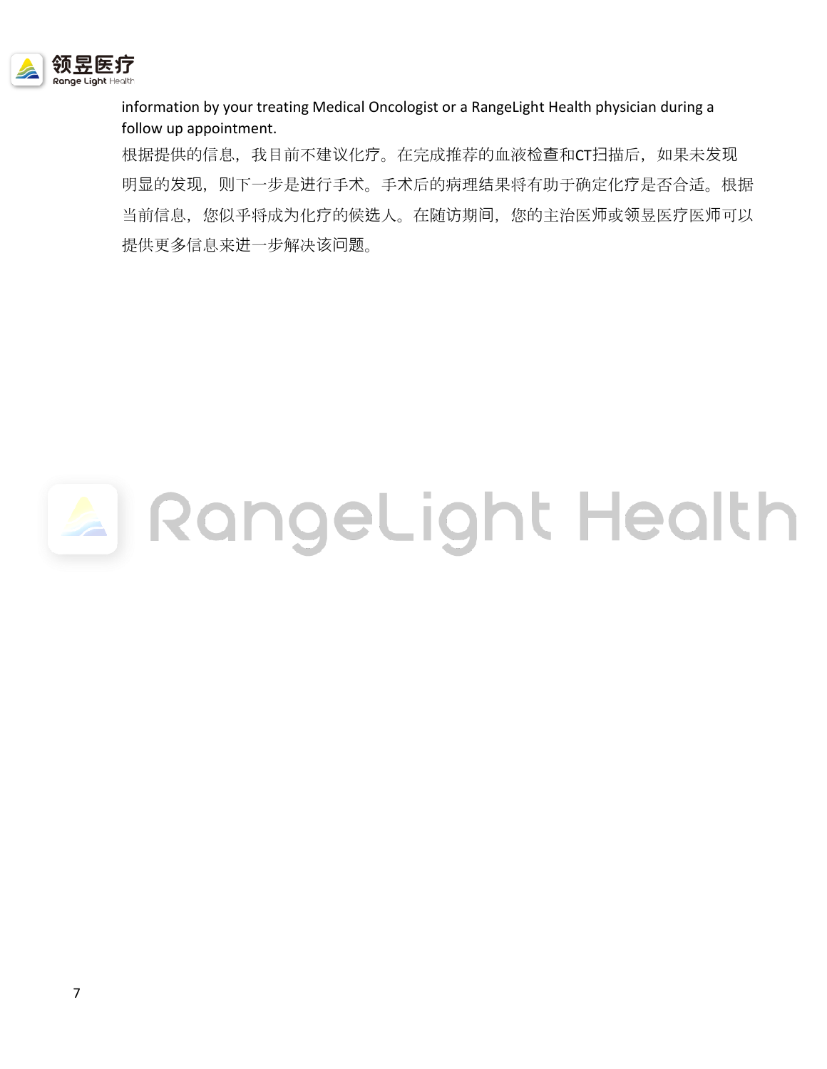information by your treating Medical Oncologist or a RangeLight Health physician during a follow up appointment.

根据提供的信息，我目前不建议化疗。在完成推荐的血液检查和CT扫描后，如果未发现明显的发现，则下一步是进行手术。手术后的病理结果将有助于确定化疗是否合适。根据当前信息，您似乎将成为化疗的候选人。在随访期间，您的主治医师或领昱医疗医师可以提供更多信息来进一步解决该问题。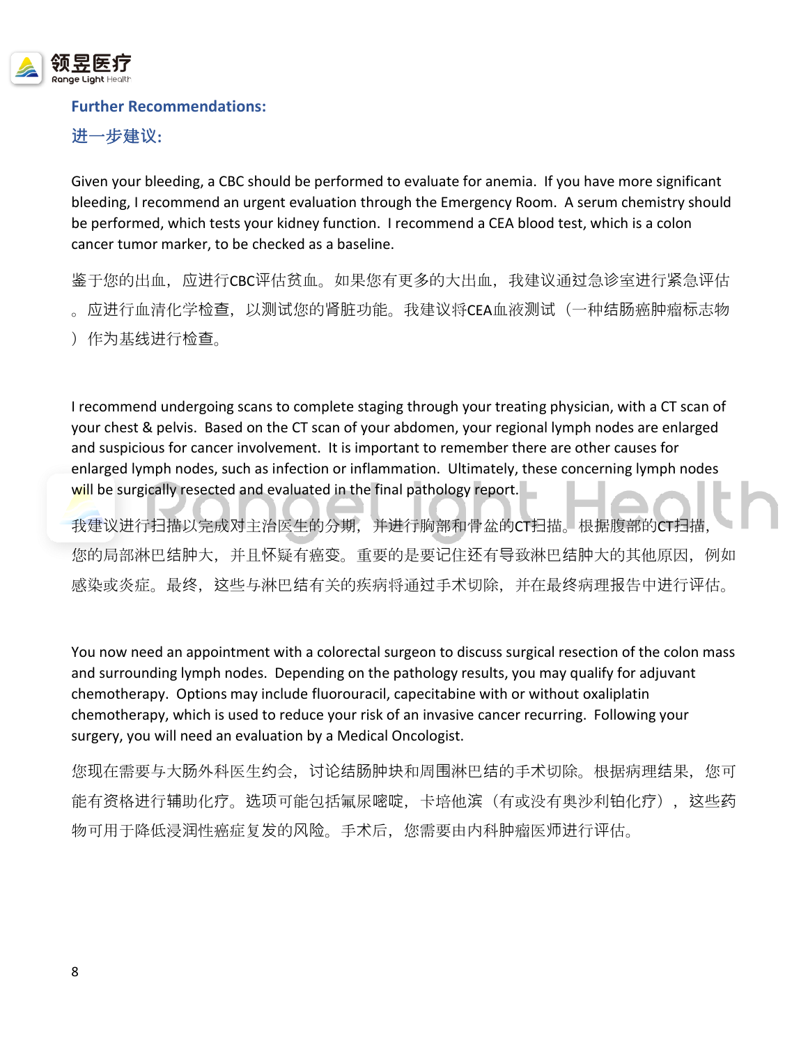## Further Recommendations:

## 进一步建议:

Given your bleeding, a CBC should be performed to evaluate for anemia. If you have more significant bleeding, I recommend an urgent evaluation through the Emergency Room. A serum chemistry should be performed, which tests your kidney function. I recommend a CEA blood test, which is a colon cancer tumor marker, to be checked as a baseline.

鉴于您的出血，应进行CBC评估贫血。如果您有更多的大出血，我建议通过急诊室进行紧急评估。应进行血清化学检查，以测试您的肾脏功能。我建议将CEA血液测试（一种结肠癌肿瘤标志物）作为基线进行检查。

I recommend undergoing scans to complete staging through your treating physician, with a CT scan of your chest & pelvis. Based on the CT scan of your abdomen, your regional lymph nodes are enlarged and suspicious for cancer involvement. It is important to remember there are other causes for enlarged lymph nodes, such as infection or inflammation. Ultimately, these concerning lymph nodes will be surgically resected and evaluated in the final pathology report.

我建议进行扫描以完成对主治医生的分期，并进行胸部和骨盆的CT扫描。根据腹部的CT扫描，您的局部淋巴结肿大，并且怀疑有癌变。重要的是要记住还有导致淋巴结肿大的其他原因，例如感染或炎症。最终，这些与淋巴结有关的疾病将通过手术切除，并在最终病理报告中进行评估。

You now need an appointment with a colorectal surgeon to discuss surgical resection of the colon mass and surrounding lymph nodes. Depending on the pathology results, you may qualify for adjuvant chemotherapy. Options may include fluorouracil, capecitabine with or without oxaliplatin chemotherapy, which is used to reduce your risk of an invasive cancer recurring. Following your surgery, you will need an evaluation by a Medical Oncologist.

您现在需要与大肠外科医生约会，讨论结肠肿块和周围淋巴结的手术切除。根据病理结果，您可能有资格进行辅助化疗。选项可能包括氟尿嘧啶，卡培他滨（有或没有奥沙利铂化疗），这些药物可用于降低浸润性癌症复发的风险。手术后，您需要由内科肿瘤医师进行评估。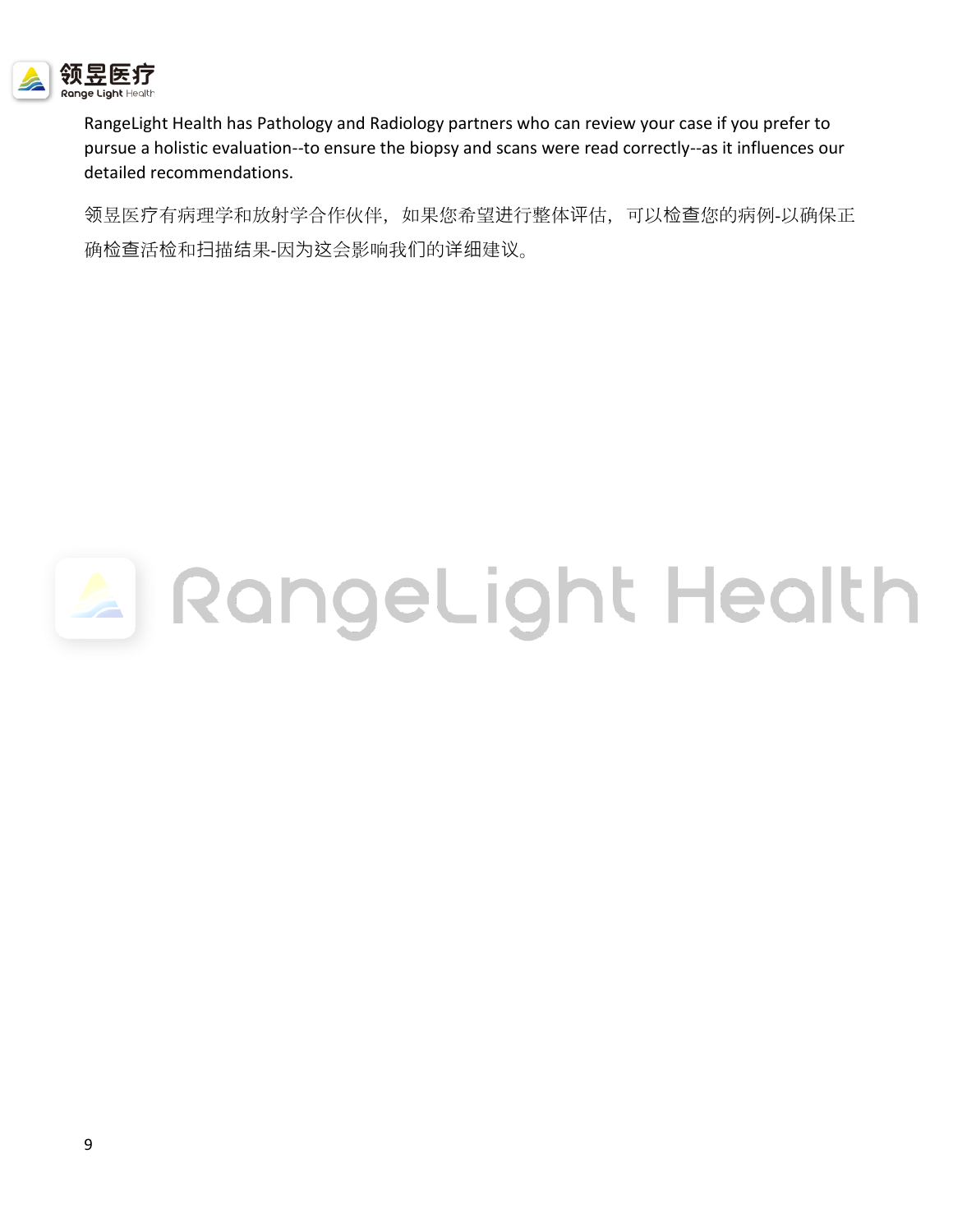RangeLight Health has Pathology and Radiology partners who can review your case if you prefer to pursue a holistic evaluation--to ensure the biopsy and scans were read correctly--as it influences our detailed recommendations.

领昱医疗有病理学和放射学合作伙伴，如果您希望进行整体评估，可以检查您的病例-以确保正确检查活检和扫描结果-因为这会影响我们的详细建议。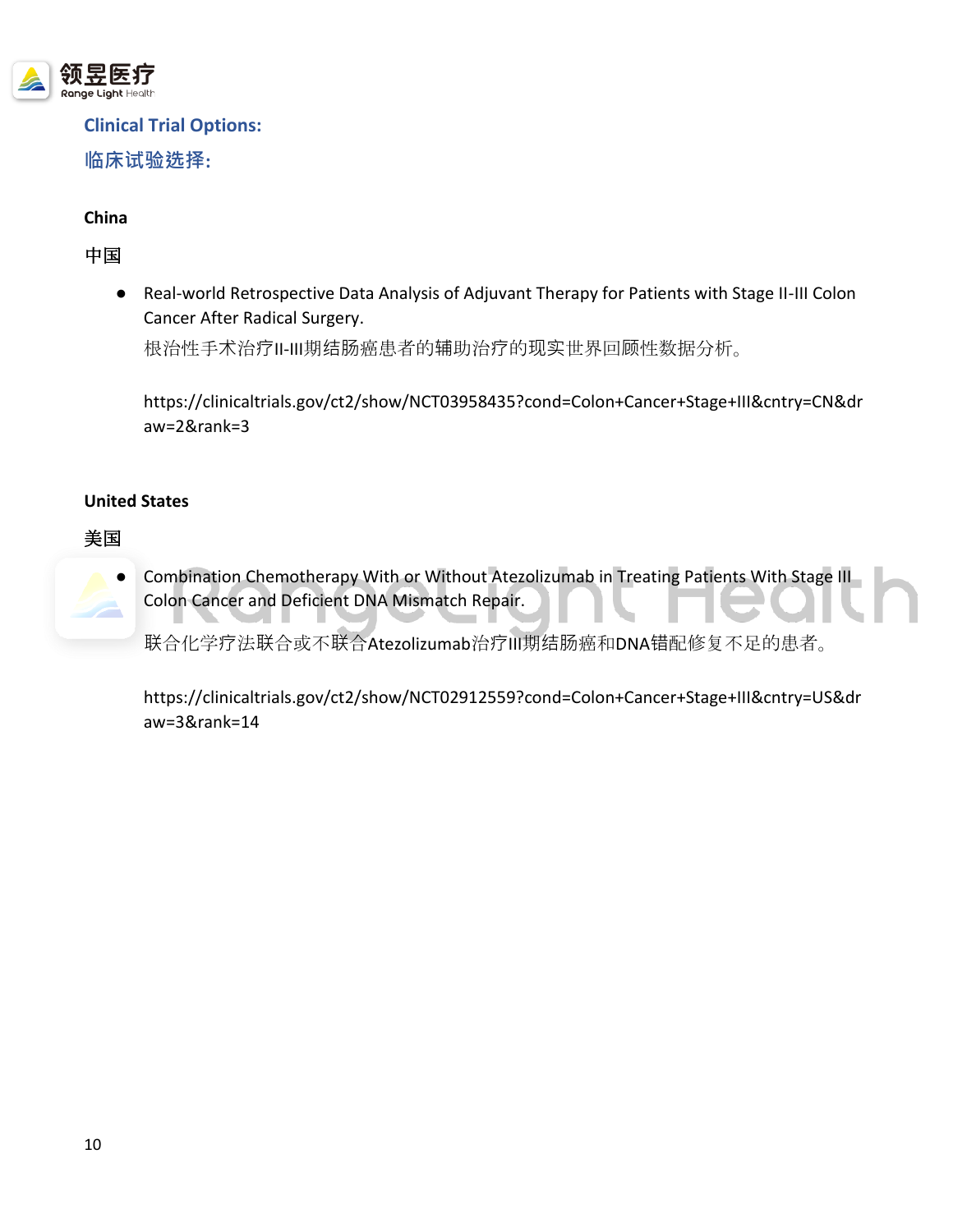## Clinical Trial Options:

## 临床试验选择:

**China**

**中国**

- Real-world Retrospective Data Analysis of Adjuvant Therapy for Patients with Stage II-III Colon Cancer After Radical Surgery.
  根治性手术治疗II-III期结肠癌患者的辅助治疗的现实世界回顾性数据分析。

  https://clinicaltrials.gov/ct2/show/NCT03958435?cond=Colon+Cancer+Stage+III&cntry=CN&draw=2&rank=3

**United States**

**美国**

- Combination Chemotherapy With or Without Atezolizumab in Treating Patients With Stage III Colon Cancer and Deficient DNA Mismatch Repair.
  联合化学疗法联合或不联合Atezolizumab治疗III期结肠癌和DNA错配修复不足的患者。

  https://clinicaltrials.gov/ct2/show/NCT02912559?cond=Colon+Cancer+Stage+III&cntry=US&draw=3&rank=14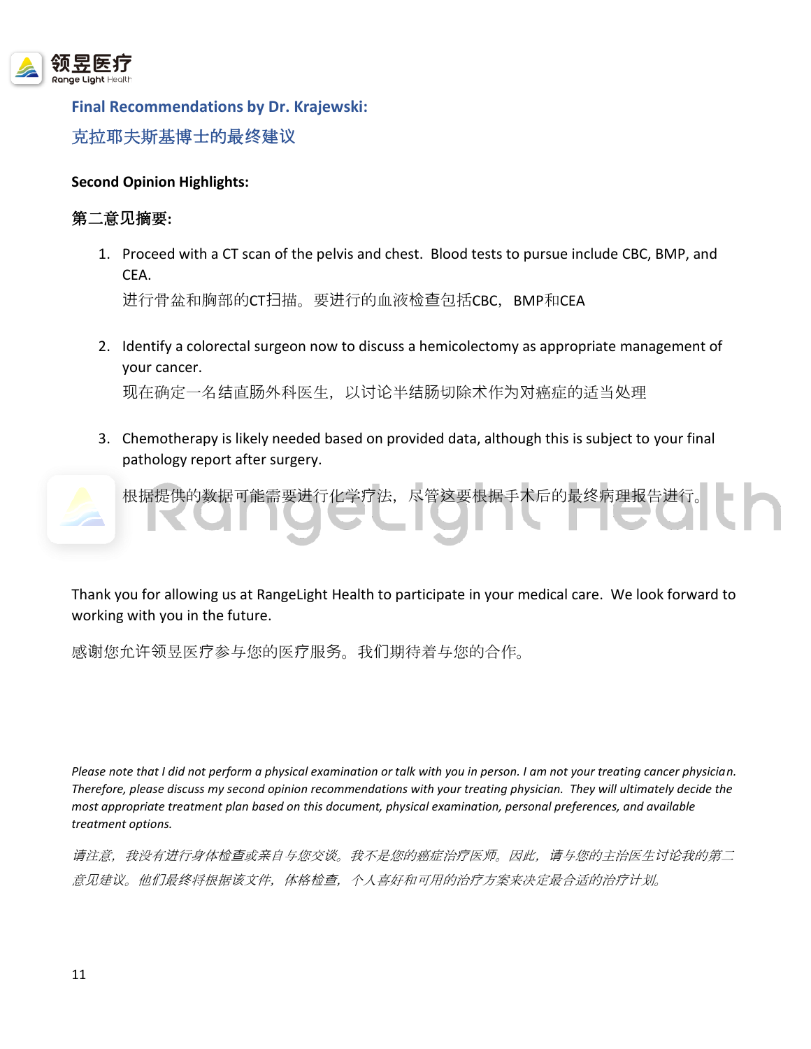## Final Recommendations by Dr. Krajewski:

## 克拉耶夫斯基博士的最终建议

**Second Opinion Highlights:**

**第二意见摘要:**

1. Proceed with a CT scan of the pelvis and chest. Blood tests to pursue include CBC, BMP, and CEA.
   进行骨盆和胸部的CT扫描。要进行的血液检查包括CBC，BMP和CEA

2. Identify a colorectal surgeon now to discuss a hemicolectomy as appropriate management of your cancer.
   现在确定一名结直肠外科医生，以讨论半结肠切除术作为对癌症的适当处理

3. Chemotherapy is likely needed based on provided data, although this is subject to your final pathology report after surgery.
   根据提供的数据可能需要进行化学疗法，尽管这要根据手术后的最终病理报告进行。

Thank you for allowing us at RangeLight Health to participate in your medical care. We look forward to working with you in the future.

感谢您允许领昱医疗参与您的医疗服务。我们期待着与您的合作。

*Please note that I did not perform a physical examination or talk with you in person. I am not your treating cancer physician. Therefore, please discuss my second opinion recommendations with your treating physician. They will ultimately decide the most appropriate treatment plan based on this document, physical examination, personal preferences, and available treatment options.*

*请注意，我没有进行身体检查或亲自与您交谈。我不是您的癌症治疗医师。因此，请与您的主治医生讨论我的第二意见建议。他们最终将根据该文件，体格检查，个人喜好和可用的治疗方案来决定最合适的治疗计划。*